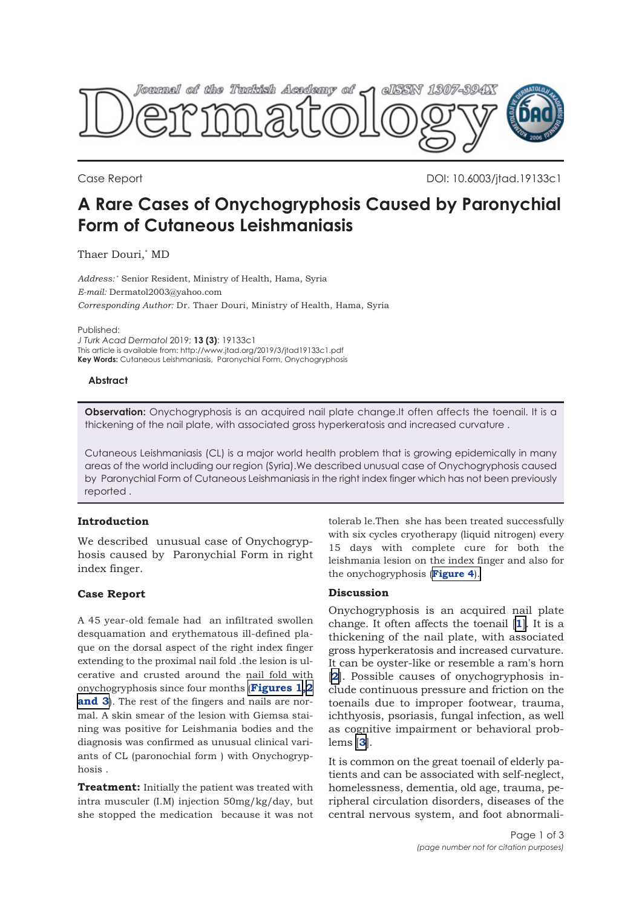Case Report

DOI: 10.6003/jtad.19133c1

# A Rare Cases of Onychogryphosis Caused by Paronychial Form of Cutaneous Leishmaniasis

Thaer Douri,* MD

*Address:* * Senior Resident, Ministry of Health, Hama, Syria
*E-mail:* Dermatol2003@yahoo.com
*Corresponding Author:* Dr. Thaer Douri, Ministry of Health, Hama, Syria

Published:
*J Turk Acad Dermatol* 2019; **13 (3)**: 19133c1
This article is available from: http://www.jtad.org/2019/3/jtad19133c1.pdf
**Key Words:** Cutaneous Leishmaniasis, Paronychial Form, Onychogryphosis

### Abstract

**Observation:** Onychogryphosis is an acquired nail plate change.It often affects the toenail. It is a thickening of the nail plate, with associated gross hyperkeratosis and increased curvature .

Cutaneous Leishmaniasis (CL) is a major world health problem that is growing epidemically in many areas of the world including our region (Syria).We described unusual case of Onychogryphosis caused by Paronychial Form of Cutaneous Leishmaniasis in the right index finger which has not been previously reported .

## Introduction

We described unusual case of Onychogryphosis caused by Paronychial Form in right index finger.

## Case Report

A 45 year-old female had an infiltrated swollen desquamation and erythematous ill-defined plaque on the dorsal aspect of the right index finger extending to the proximal nail fold .the lesion is ulcerative and crusted around the nail fold with onychogryphosis since four months (**Figures 1,2 and 3**). The rest of the fingers and nails are normal. A skin smear of the lesion with Giemsa staining was positive for Leishmania bodies and the diagnosis was confirmed as unusual clinical variants of CL (paronochial form ) with Onychogryphosis .

**Treatment:** Initially the patient was treated with intra musculer (I.M) injection 50mg/kg/day, but she stopped the medication because it was not tolerab le.Then she has been treated successfully with six cycles cryotherapy (liquid nitrogen) every 15 days with complete cure for both the leishmania lesion on the index finger and also for the onychogryphosis (**Figure 4**).

## Discussion

Onychogryphosis is an acquired nail plate change. It often affects the toenail [1]. It is a thickening of the nail plate, with associated gross hyperkeratosis and increased curvature. It can be oyster-like or resemble a ram's horn [2]. Possible causes of onychogryphosis include continuous pressure and friction on the toenails due to improper footwear, trauma, ichthyosis, psoriasis, fungal infection, as well as cognitive impairment or behavioral problems [3].

It is common on the great toenail of elderly patients and can be associated with self-neglect, homelessness, dementia, old age, trauma, peripheral circulation disorders, diseases of the central nervous system, and foot abnormali-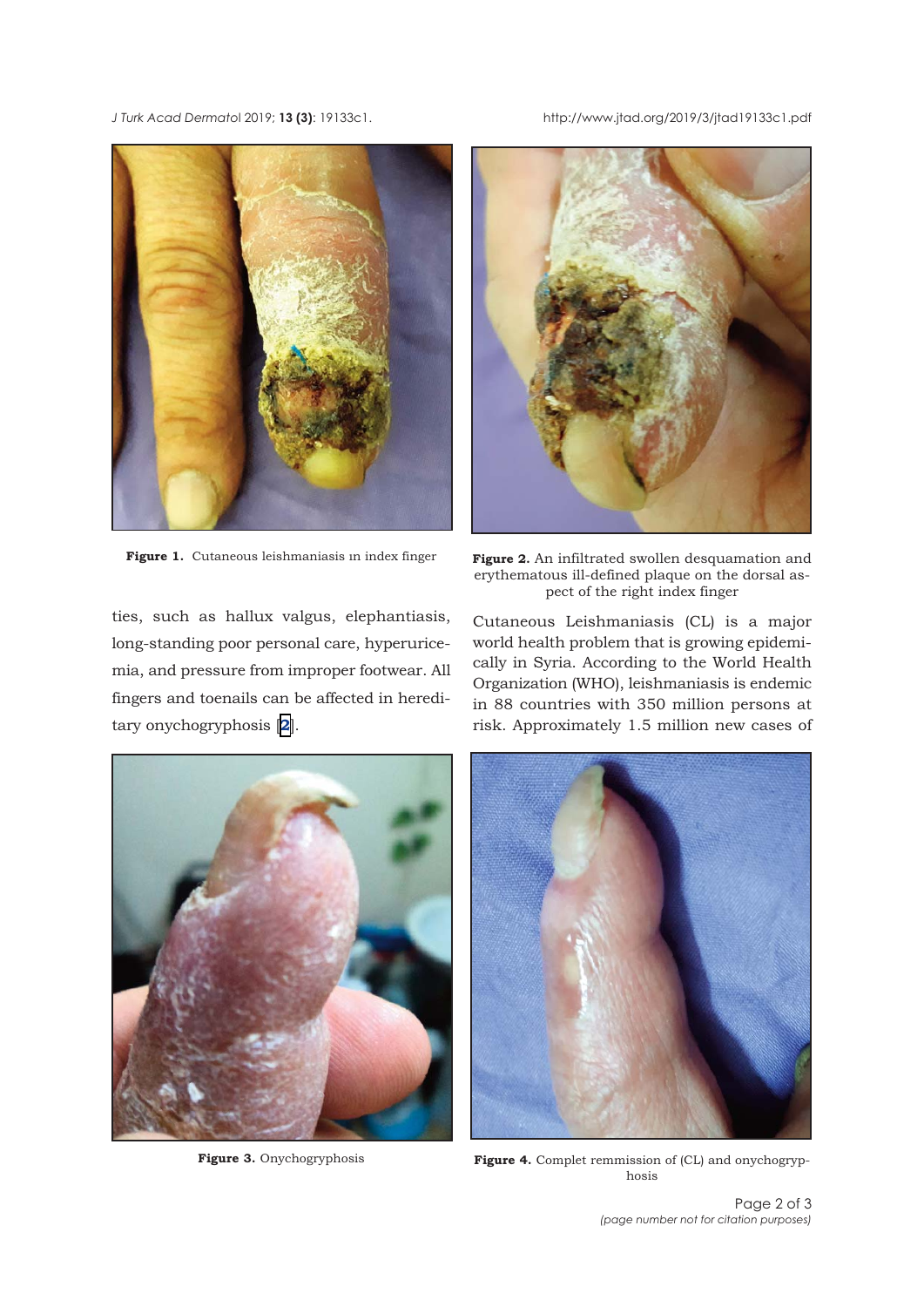Figure 1. Cutaneous leishmaniasis ın index finger

Figure 2. An infiltrated swollen desquamation and erythematous ill-defined plaque on the dorsal aspect of the right index finger

ties, such as hallux valgus, elephantiasis, long-standing poor personal care, hyperuricemia, and pressure from improper footwear. All fingers and toenails can be affected in hereditary onychogryphosis [2].

Cutaneous Leishmaniasis (CL) is a major world health problem that is growing epidemically in Syria. According to the World Health Organization (WHO), leishmaniasis is endemic in 88 countries with 350 million persons at risk. Approximately 1.5 million new cases of

Figure 3. Onychogryphosis

Figure 4. Complet remmission of (CL) and onychogryphosis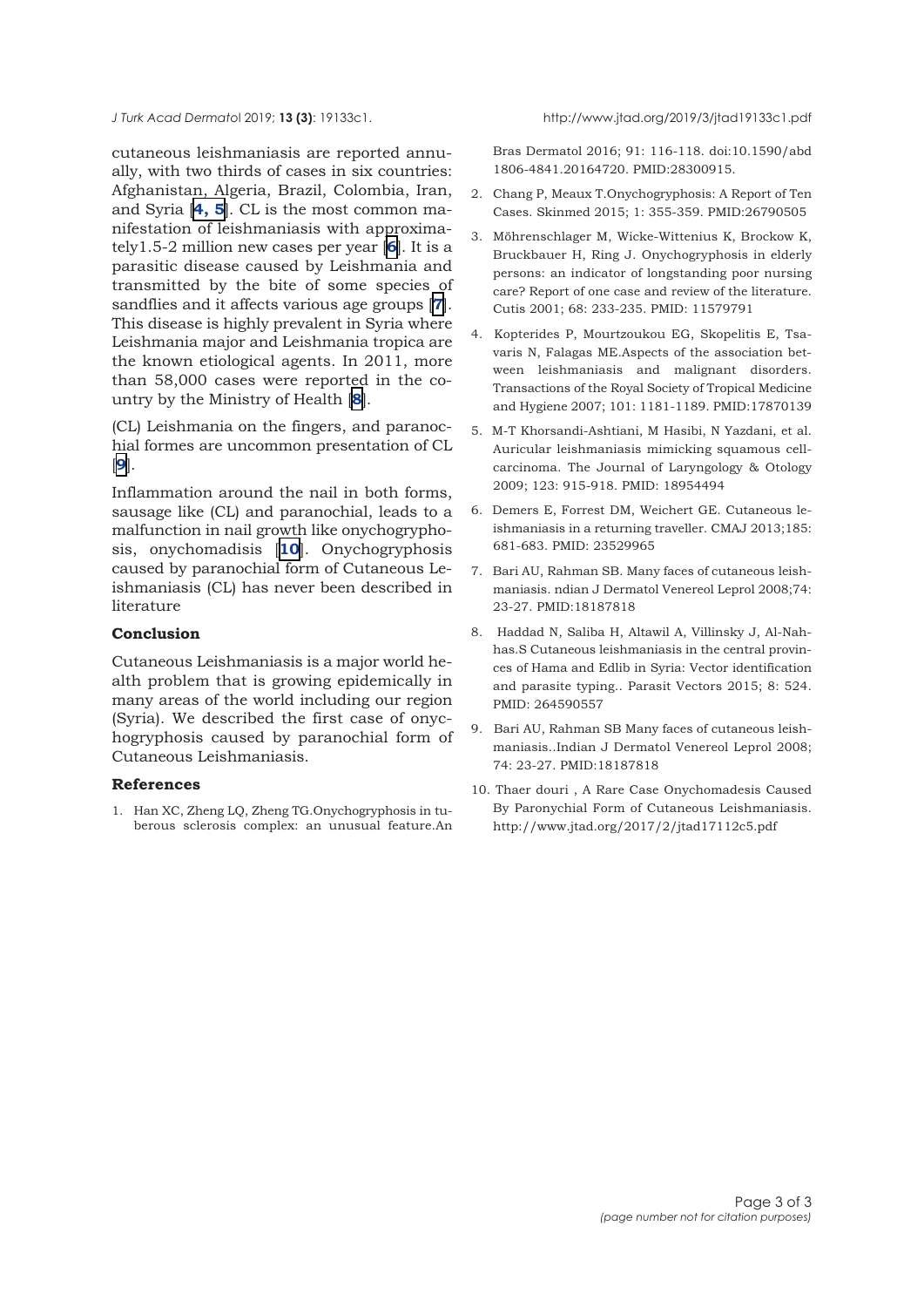cutaneous leishmaniasis are reported annually, with two thirds of cases in six countries: Afghanistan, Algeria, Brazil, Colombia, Iran, and Syria [4, 5]. CL is the most common manifestation of leishmaniasis with approximately1.5-2 million new cases per year [6]. It is a parasitic disease caused by Leishmania and transmitted by the bite of some species of sandflies and it affects various age groups [7]. This disease is highly prevalent in Syria where Leishmania major and Leishmania tropica are the known etiological agents. In 2011, more than 58,000 cases were reported in the country by the Ministry of Health [8].

(CL) Leishmania on the fingers, and paranochial formes are uncommon presentation of CL [9].

Inflammation around the nail in both forms, sausage like (CL) and paranochial, leads to a malfunction in nail growth like onychogryphosis, onychomadisis [10]. Onychogryphosis caused by paranochial form of Cutaneous Leishmaniasis (CL) has never been described in literature

## Conclusion

Cutaneous Leishmaniasis is a major world health problem that is growing epidemically in many areas of the world including our region (Syria). We described the first case of onychogryphosis caused by paranochial form of Cutaneous Leishmaniasis.

## References

1. Han XC, Zheng LQ, Zheng TG.Onychogryphosis in tuberous sclerosis complex: an unusual feature.An Bras Dermatol 2016; 91: 116-118. doi:10.1590/abd 1806-4841.20164720. PMID:28300915.
2. Chang P, Meaux T.Onychogryphosis: A Report of Ten Cases. Skinmed 2015; 1: 355-359. PMID:26790505
3. Möhrenschlager M, Wicke-Wittenius K, Brockow K, Bruckbauer H, Ring J. Onychogryphosis in elderly persons: an indicator of longstanding poor nursing care? Report of one case and review of the literature. Cutis 2001; 68: 233-235. PMID: 11579791
4. Kopterides P, Mourtzoukou EG, Skopelitis E, Tsavaris N, Falagas ME.Aspects of the association between leishmaniasis and malignant disorders. Transactions of the Royal Society of Tropical Medicine and Hygiene 2007; 101: 1181-1189. PMID:17870139
5. M-T Khorsandi-Ashtiani, M Hasibi, N Yazdani, et al. Auricular leishmaniasis mimicking squamous cell-carcinoma. The Journal of Laryngology & Otology 2009; 123: 915-918. PMID: 18954494
6. Demers E, Forrest DM, Weichert GE. Cutaneous leishmaniasis in a returning traveller. CMAJ 2013;185: 681-683. PMID: 23529965
7. Bari AU, Rahman SB. Many faces of cutaneous leishmaniasis. ndian J Dermatol Venereol Leprol 2008;74: 23-27. PMID:18187818
8. Haddad N, Saliba H, Altawil A, Villinsky J, Al-Nahhas.S Cutaneous leishmaniasis in the central provinces of Hama and Edlib in Syria: Vector identification and parasite typing.. Parasit Vectors 2015; 8: 524. PMID: 264590557
9. Bari AU, Rahman SB Many faces of cutaneous leishmaniasis..Indian J Dermatol Venereol Leprol 2008; 74: 23-27. PMID:18187818
10. Thaer douri , A Rare Case Onychomadesis Caused By Paronychial Form of Cutaneous Leishmaniasis. http://www.jtad.org/2017/2/jtad17112c5.pdf